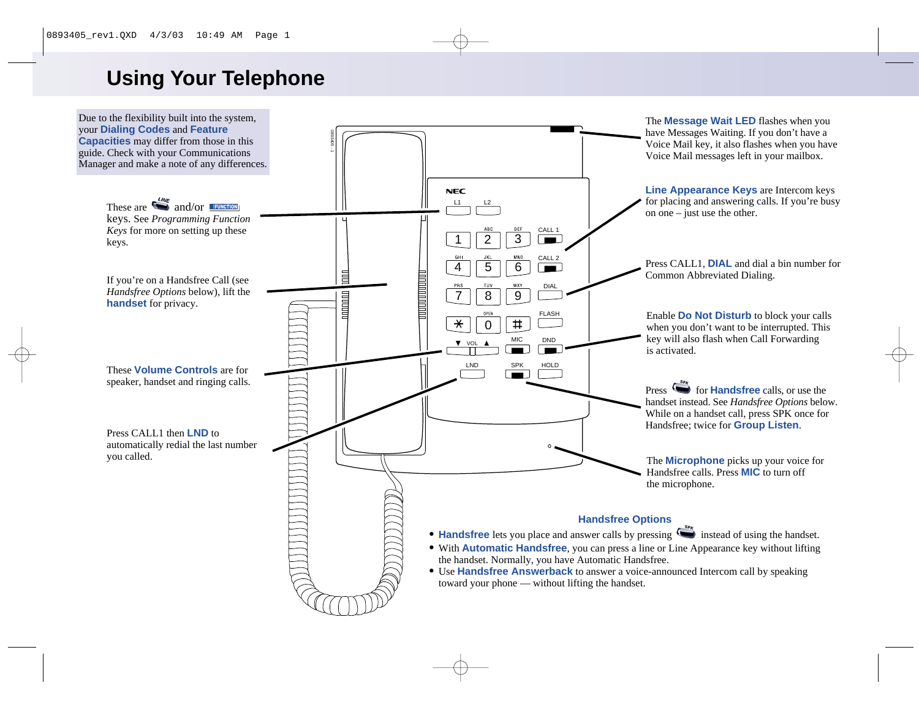# Using Your Telephone

Due to the flexibility built into the system, your **Dialing Codes** and **Feature Capacities** may differ from those in this guide. Check with your Communications Manager and make a note of any differences.

These are LINE and/or FUNCTION keys. See *Programming Function Keys* for more on setting up these keys.

If you're on a Handsfree Call (see *Handsfree Options* below), lift the **handset** for privacy.

These **Volume Controls** are for speaker, handset and ringing calls.

Press CALL1 then **LND** to automatically redial the last number you called.

The **Message Wait LED** flashes when you have Messages Waiting. If you don't have a Voice Mail key, it also flashes when you have Voice Mail messages left in your mailbox.

**Line Appearance Keys** are Intercom keys for placing and answering calls. If you're busy on one – just use the other.

Press CALL1, **DIAL** and dial a bin number for Common Abbreviated Dialing.

Enable **Do Not Disturb** to block your calls when you don't want to be interrupted. This key will also flash when Call Forwarding is activated.

Press SPK for **Handsfree** calls, or use the handset instead. See *Handsfree Options* below. While on a handset call, press SPK once for Handsfree; twice for **Group Listen**.

The **Microphone** picks up your voice for Handsfree calls. Press **MIC** to turn off the microphone.

## Handsfree Options

- **Handsfree** lets you place and answer calls by pressing SPK instead of using the handset.
- With **Automatic Handsfree**, you can press a line or Line Appearance key without lifting the handset. Normally, you have Automatic Handsfree.
- Use **Handsfree Answerback** to answer a voice-announced Intercom call by speaking toward your phone — without lifting the handset.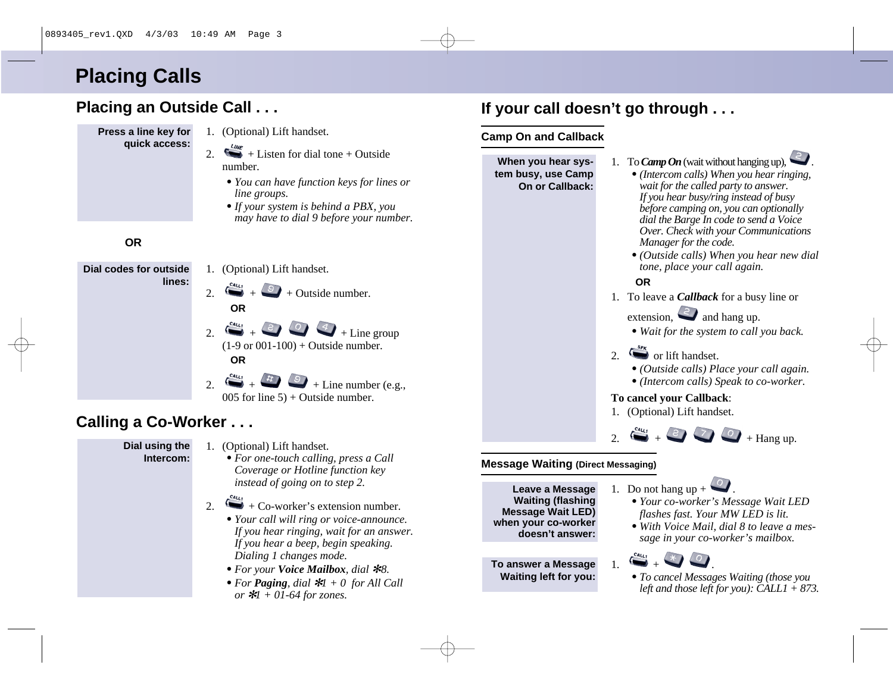# Placing Calls

## Placing an Outside Call . . .

**Press a line key for quick access:**

1. (Optional) Lift handset.
2. LINE + Listen for dial tone + Outside number.
   - *You can have function keys for lines or line groups.*
   - *If your system is behind a PBX, you may have to dial 9 before your number.*

**OR**

**Dial codes for outside lines:**

1. (Optional) Lift handset.
2. CALL1 + 9 + Outside number.

   **OR**

2. CALL1 + 8 0 4 + Line group (1-9 or 001-100) + Outside number.

   **OR**

2. CALL1 + # 9 + Line number (e.g., 005 for line 5) + Outside number.

## Calling a Co-Worker . . .

**Dial using the Intercom:**

1. (Optional) Lift handset.
   - *For one-touch calling, press a Call Coverage or Hotline function key instead of going on to step 2.*
2. CALL1 + Co-worker's extension number.
   - *Your call will ring or voice-announce. If you hear ringing, wait for an answer. If you hear a beep, begin speaking. Dialing 1 changes mode.*
   - *For your* ***Voice Mailbox****, dial* ✻*8.*
   - *For* ***Paging****, dial* ✻*1 + 0 for All Call or* ✻*1 + 01-64 for zones.*

## If your call doesn't go through . . .

### Camp On and Callback

**When you hear system busy, use Camp On or Callback:**

1. To ***Camp On*** (wait without hanging up), 2.
   - *(Intercom calls) When you hear ringing, wait for the called party to answer. If you hear busy/ring instead of busy before camping on, you can optionally dial the Barge In code to send a Voice Over. Check with your Communications Manager for the code.*
   - *(Outside calls) When you hear new dial tone, place your call again.*

**OR**

1. To leave a ***Callback*** for a busy line or extension, 2 and hang up.
   - *Wait for the system to call you back.*
2. SPK or lift handset.
   - *(Outside calls) Place your call again.*
   - *(Intercom calls) Speak to co-worker.*

**To cancel your Callback**:

1. (Optional) Lift handset.
2. CALL1 + 8 7 0 + Hang up.

### Message Waiting (Direct Messaging)

**Leave a Message Waiting (flashing Message Wait LED) when your co-worker doesn't answer:**

1. Do not hang up + 0.
   - *Your co-worker's Message Wait LED flashes fast. Your MW LED is lit.*
   - *With Voice Mail, dial 8 to leave a message in your co-worker's mailbox.*

**To answer a Message Waiting left for you:**

1. CALL1 + ✻ 0.
   - *To cancel Messages Waiting (those you left and those left for you): CALL1 + 873.*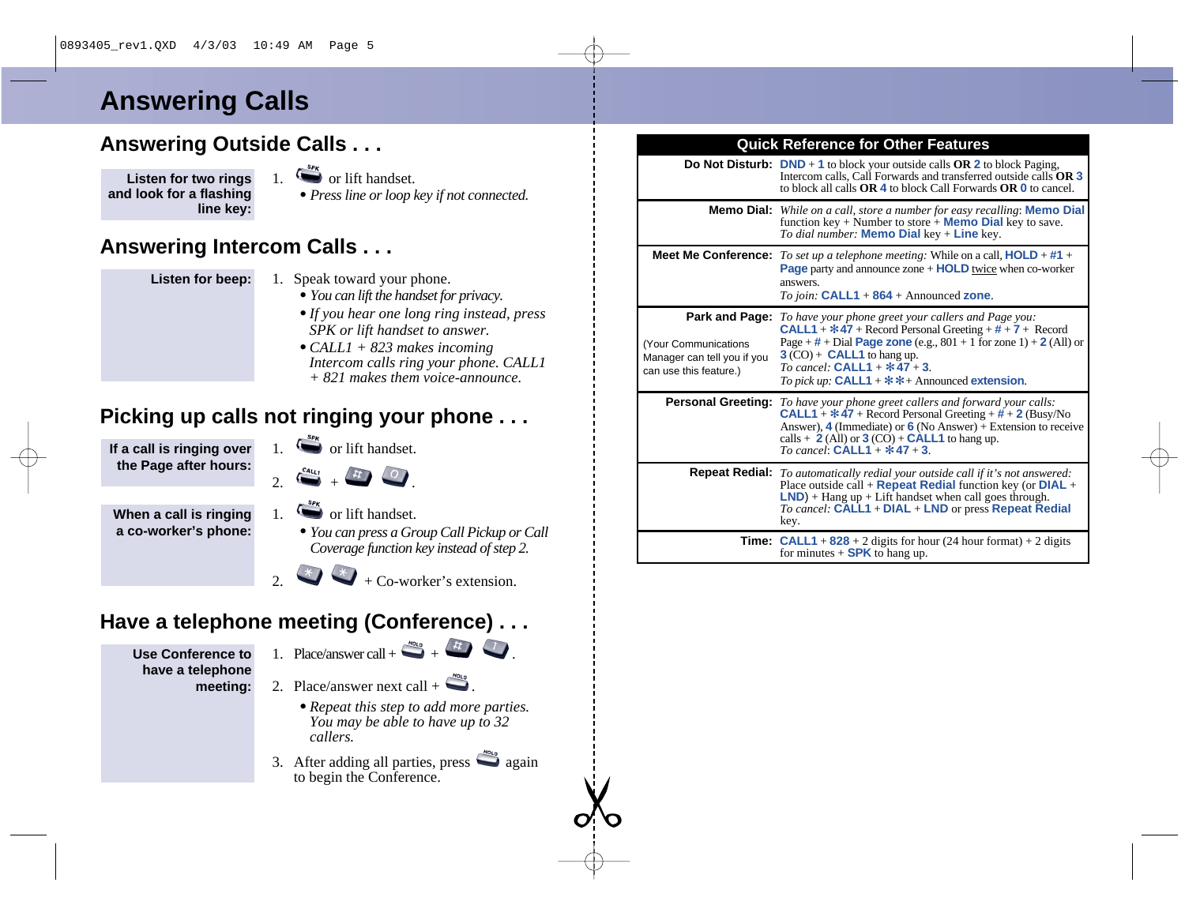# Answering Calls

## Answering Outside Calls . . .

**Listen for two rings and look for a flashing line key:**

1. SPK or lift handset.
   - *Press line or loop key if not connected.*

## Answering Intercom Calls . . .

**Listen for beep:**

1. Speak toward your phone.
   - *You can lift the handset for privacy.*
   - *If you hear one long ring instead, press SPK or lift handset to answer.*
   - *CALL1 + 823 makes incoming Intercom calls ring your phone. CALL1 + 821 makes them voice-announce.*

## Picking up calls not ringing your phone . . .

**If a call is ringing over the Page after hours:**

1. SPK or lift handset.
2. CALL1 + # 0.

**When a call is ringing a co-worker's phone:**

1. SPK or lift handset.
   - *You can press a Group Call Pickup or Call Coverage function key instead of step 2.*
2. * * + Co-worker's extension.

## Have a telephone meeting (Conference) . . .

**Use Conference to have a telephone meeting:**

1. Place/answer call + HOLD + # 1.
2. Place/answer next call + HOLD.
   - *Repeat this step to add more parties. You may be able to have up to 32 callers.*
3. After adding all parties, press HOLD again to begin the Conference.

## Quick Reference for Other Features

| Feature | Description |
|---|---|
| **Do Not Disturb:** | **DND** + **1** to block your outside calls **OR 2** to block Paging, Intercom calls, Call Forwards and transferred outside calls **OR 3** to block all calls **OR 4** to block Call Forwards **OR 0** to cancel. |
| **Memo Dial:** | *While on a call, store a number for easy recalling:* **Memo Dial** function key + Number to store + **Memo Dial** key to save. *To dial number:* **Memo Dial** key + **Line** key. |
| **Meet Me Conference:** | *To set up a telephone meeting:* While on a call, **HOLD** + **#1** + **Page** party and announce zone + **HOLD** twice when co-worker answers. *To join:* **CALL1** + **864** + Announced **zone**. |
| **Park and Page:** (Your Communications Manager can tell you if you can use this feature.) | *To have your phone greet your callers and Page you:* **CALL1** + **\*47** + Record Personal Greeting + **#** + **7** + Record Page + **#** + Dial **Page zone** (e.g., 801 + 1 for zone 1) + **2** (All) or **3** (CO) + **CALL1** to hang up. *To cancel:* **CALL1** + **\*** **3**. *To pick up:* **CALL1** + **\*\*** + Announced **extension**. |
| **Personal Greeting:** | *To have your phone greet callers and forward your calls:* **CALL1** + **\*47** + Record Personal Greeting + **#** + **2** (Busy/No Answer), **4** (Immediate) or **6** (No Answer) + Extension to receive calls + **2** (All) or **3** (CO) + **CALL1** to hang up. *To cancel:* **CALL1** + **\*47** + **3**. |
| **Repeat Redial:** | *To automatically redial your outside call if it's not answered:* Place outside call + **Repeat Redial** function key (or **DIAL** + **LND**) + Hang up + Lift handset when call goes through. *To cancel:* **CALL1** + **DIAL** + **LND** or press **Repeat Redial** key. |
| **Time:** | **CALL1** + **828** + 2 digits for hour (24 hour format) + 2 digits for minutes + **SPK** to hang up. |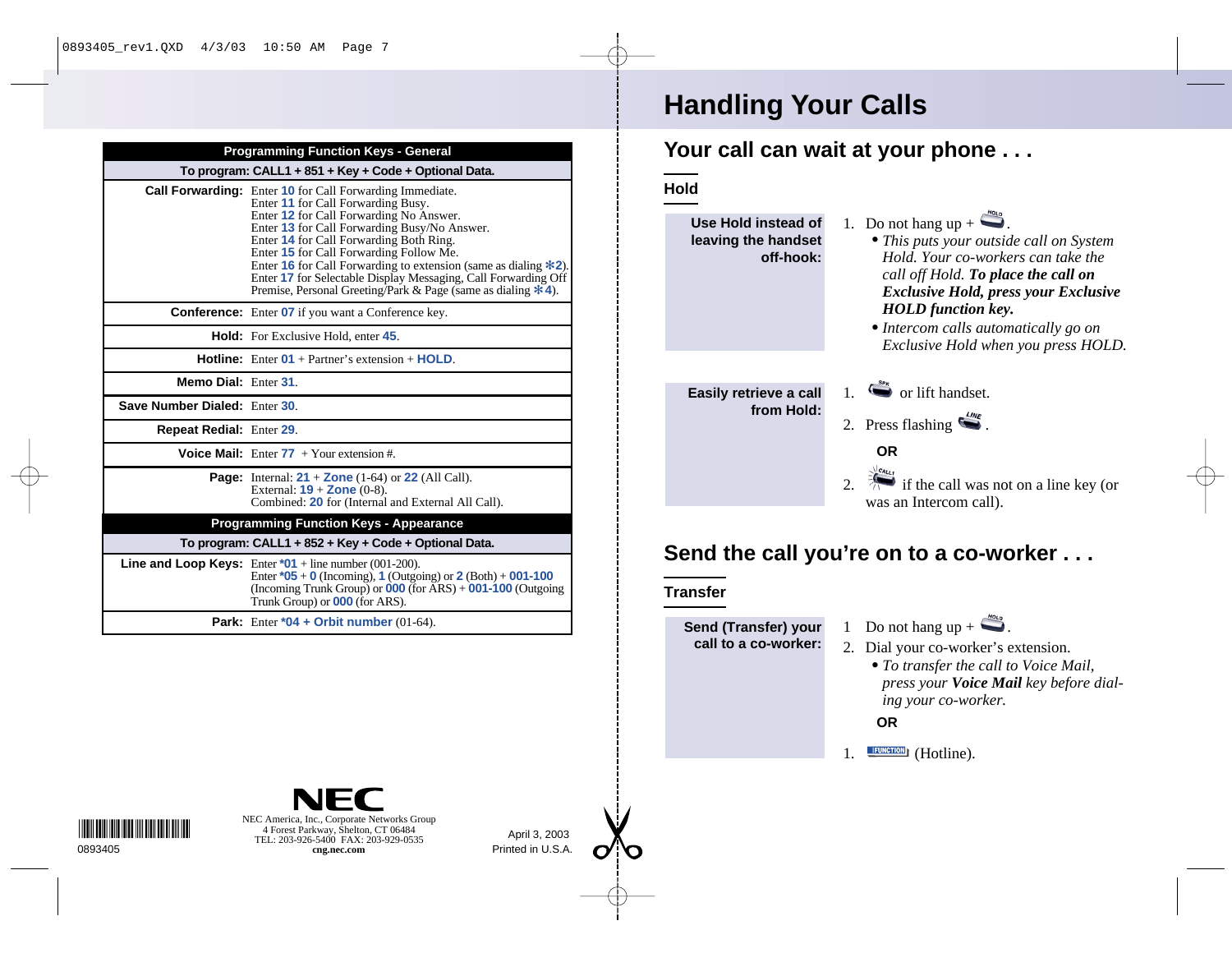| Programming Function Keys - General | |
|---|---|
| To program: CALL1 + 851 + Key + Code + Optional Data. | |
| **Call Forwarding:** | Enter **10** for Call Forwarding Immediate.<br>Enter **11** for Call Forwarding Busy.<br>Enter **12** for Call Forwarding No Answer.<br>Enter **13** for Call Forwarding Busy/No Answer.<br>Enter **14** for Call Forwarding Both Ring.<br>Enter **15** for Call Forwarding Follow Me.<br>Enter **16** for Call Forwarding to extension (same as dialing ✻**2**).<br>Enter **17** for Selectable Display Messaging, Call Forwarding Off Premise, Personal Greeting/Park & Page (same as dialing ✻**4**). |
| **Conference:** | Enter **07** if you want a Conference key. |
| **Hold:** | For Exclusive Hold, enter **45**. |
| **Hotline:** | Enter **01** + Partner's extension + **HOLD**. |
| **Memo Dial:** | Enter **31**. |
| **Save Number Dialed:** | Enter **30**. |
| **Repeat Redial:** | Enter **29**. |
| **Voice Mail:** | Enter **77** + Your extension #. |
| **Page:** | Internal: **21** + **Zone** (1-64) or **22** (All Call).<br>External: **19** + **Zone** (0-8).<br>Combined: **20** for (Internal and External All Call). |

| Programming Function Keys - Appearance | |
|---|---|
| To program: CALL1 + 852 + Key + Code + Optional Data. | |
| **Line and Loop Keys:** | Enter **\*01** + line number (001-200).<br>Enter **\*05** + **0** (Incoming), **1** (Outgoing) or **2** (Both) + **001-100** (Incoming Trunk Group) or **000** (for ARS) + **001-100** (Outgoing Trunk Group) or **000** (for ARS). |
| **Park:** | Enter **\*04 + Orbit number** (01-64). |

0893405

NEC America, Inc., Corporate Networks Group
4 Forest Parkway, Shelton, CT 06484
TEL: 203-926-5400 FAX: 203-929-0535
**cng.nec.com**

April 3, 2003
Printed in U.S.A.

# Handling Your Calls

## Your call can wait at your phone . . .

### Hold

**Use Hold instead of leaving the handset off-hook:**

1. Do not hang up + HOLD.
   - *This puts your outside call on System Hold. Your co-workers can take the call off Hold.* ***To place the call on Exclusive Hold, press your Exclusive HOLD function key.***
   - *Intercom calls automatically go on Exclusive Hold when you press HOLD.*

**Easily retrieve a call from Hold:**

1. SPK or lift handset.
2. Press flashing LINE.

**OR**

2. CALL1 if the call was not on a line key (or was an Intercom call).

## Send the call you're on to a co-worker . . .

### Transfer

**Send (Transfer) your call to a co-worker:**

1. Do not hang up + HOLD.
2. Dial your co-worker's extension.
   - *To transfer the call to Voice Mail, press your* ***Voice Mail*** *key before dialing your co-worker.*

**OR**

1. FUNCTION (Hotline).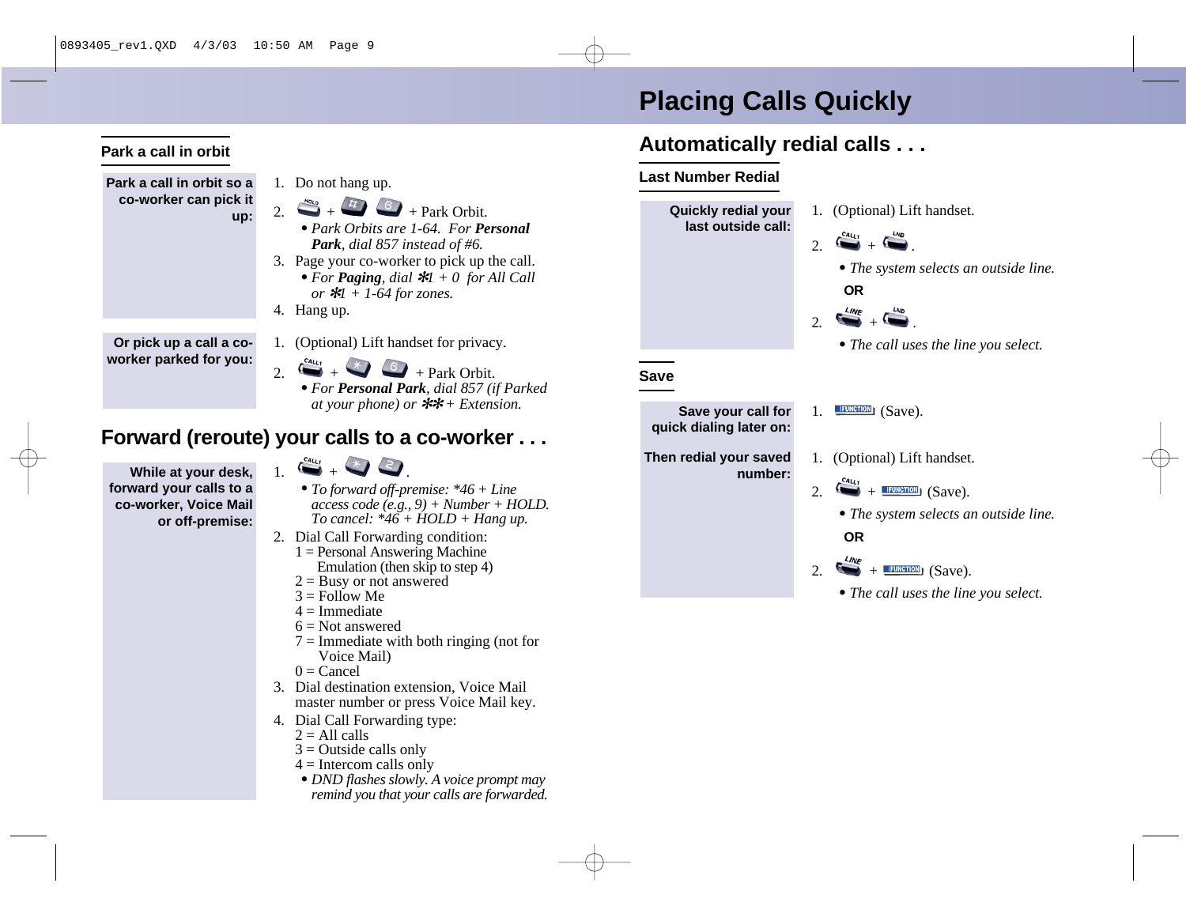# Placing Calls Quickly

## Park a call in orbit

**Park a call in orbit so a co-worker can pick it up:**

1. Do not hang up.
2. HOLD + # + 6 + Park Orbit.
   - *Park Orbits are 1-64. For **Personal Park**, dial 857 instead of #6.*
3. Page your co-worker to pick up the call.
   - *For **Paging**, dial ✻1 + 0 for All Call or ✻1 + 1-64 for zones.*
4. Hang up.

**Or pick up a call a co-worker parked for you:**

1. (Optional) Lift handset for privacy.
2. CALL1 + ✻ + 6 + Park Orbit.
   - *For **Personal Park**, dial 857 (if Parked at your phone) or ✻✻ + Extension.*

## Forward (reroute) your calls to a co-worker . . .

**While at your desk, forward your calls to a co-worker, Voice Mail or off-premise:**

1. CALL1 + ✻ + 2.
   - *To forward off-premise: \*46 + Line access code (e.g., 9) + Number + HOLD. To cancel: \*46 + HOLD + Hang up.*
2. Dial Call Forwarding condition:
   1 = Personal Answering Machine Emulation (then skip to step 4)
   2 = Busy or not answered
   3 = Follow Me
   4 = Immediate
   6 = Not answered
   7 = Immediate with both ringing (not for Voice Mail)
   0 = Cancel
3. Dial destination extension, Voice Mail master number or press Voice Mail key.
4. Dial Call Forwarding type:
   2 = All calls
   3 = Outside calls only
   4 = Intercom calls only
   - *DND flashes slowly. A voice prompt may remind you that your calls are forwarded.*

## Automatically redial calls . . .

### Last Number Redial

**Quickly redial your last outside call:**

1. (Optional) Lift handset.
2. CALL1 + LND.
   - *The system selects an outside line.*

   **OR**

2. LINE + LND.
   - *The call uses the line you select.*

### Save

**Save your call for quick dialing later on:**

1. FUNCTION (Save).

**Then redial your saved number:**

1. (Optional) Lift handset.
2. CALL1 + FUNCTION (Save).
   - *The system selects an outside line.*

   **OR**

2. LINE + FUNCTION (Save).
   - *The call uses the line you select.*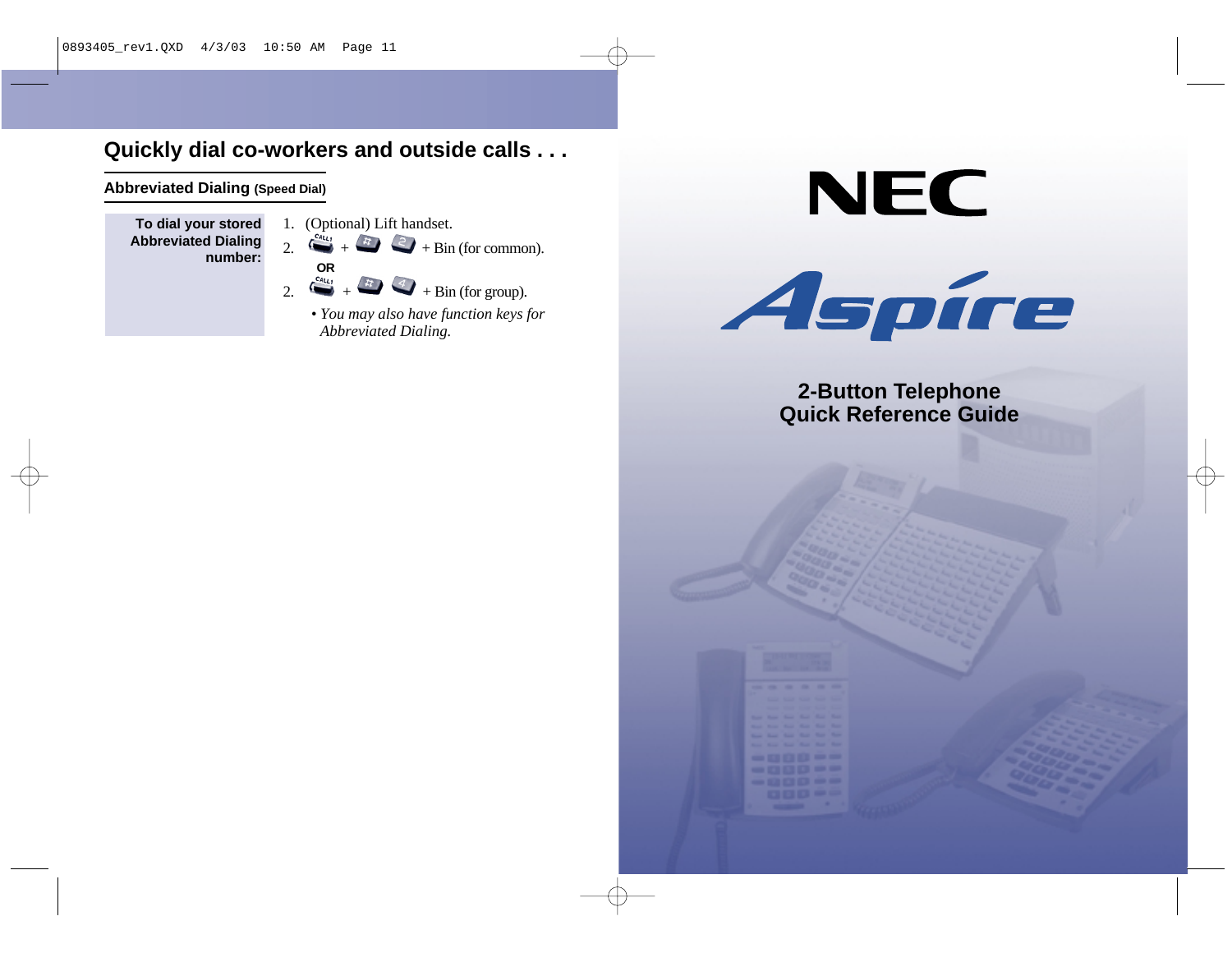## Quickly dial co-workers and outside calls . . .

### Abbreviated Dialing (Speed Dial)

**To dial your stored Abbreviated Dialing number:**

1. (Optional) Lift handset.
2. CALL1 + # 2 + Bin (for common).

**OR**

2. CALL1 + # 4 + Bin (for group).

- *You may also have function keys for Abbreviated Dialing.*

NEC

Aspire

**2-Button Telephone**
**Quick Reference Guide**